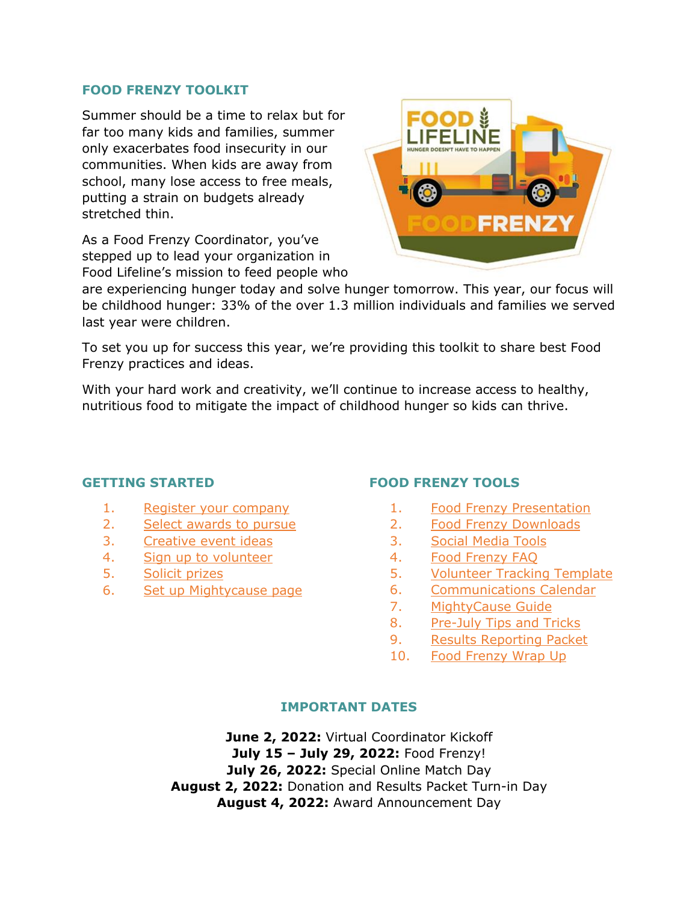## FOOD FRENZY TOOLKIT

Summer should be a time to relax but for far too many kids and families, summer only exacerbates food insecurity in our communities. When kids are away from school, many lose access to free meals, putting a strain on budgets already stretched thin.

As a Food Frenzy Coordinator, you've stepped up to lead your organization in Food Lifeline's mission to feed people who are experiencing hunger today and solve hunger tomorrow. This year, our focus will be childhood hunger: 33% of the over 1.3 million individuals and families we served last year were children.

To set you up for success this year, we're providing this toolkit to share best Food Frenzy practices and ideas.

With your hard work and creativity, we'll continue to increase access to healthy, nutritious food to mitigate the impact of childhood hunger so kids can thrive.

### GETTING STARTED

1. Register your company
2. Select awards to pursue
3. Creative event ideas
4. Sign up to volunteer
5. Solicit prizes
6. Set up Mightycause page

### FOOD FRENZY TOOLS

1. Food Frenzy Presentation
2. Food Frenzy Downloads
3. Social Media Tools
4. Food Frenzy FAQ
5. Volunteer Tracking Template
6. Communications Calendar
7. MightyCause Guide
8. Pre-July Tips and Tricks
9. Results Reporting Packet
10. Food Frenzy Wrap Up

### IMPORTANT DATES

**June 2, 2022:** Virtual Coordinator Kickoff
**July 15 – July 29, 2022:** Food Frenzy!
**July 26, 2022:** Special Online Match Day
**August 2, 2022:** Donation and Results Packet Turn-in Day
**August 4, 2022:** Award Announcement Day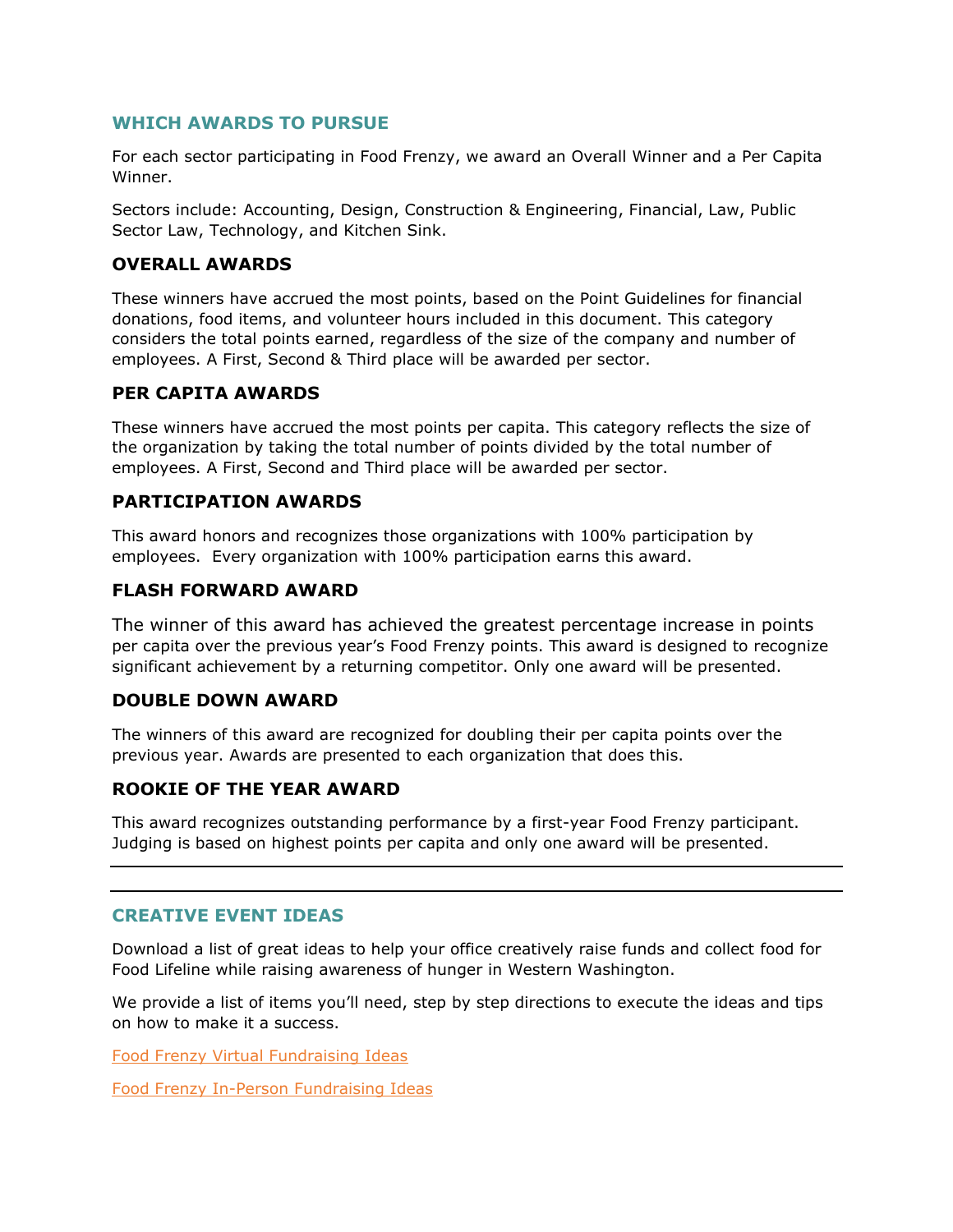## WHICH AWARDS TO PURSUE

For each sector participating in Food Frenzy, we award an Overall Winner and a Per Capita Winner.

Sectors include: Accounting, Design, Construction & Engineering, Financial, Law, Public Sector Law, Technology, and Kitchen Sink.

### OVERALL AWARDS

These winners have accrued the most points, based on the Point Guidelines for financial donations, food items, and volunteer hours included in this document. This category considers the total points earned, regardless of the size of the company and number of employees. A First, Second & Third place will be awarded per sector.

### PER CAPITA AWARDS

These winners have accrued the most points per capita. This category reflects the size of the organization by taking the total number of points divided by the total number of employees. A First, Second and Third place will be awarded per sector.

### PARTICIPATION AWARDS

This award honors and recognizes those organizations with 100% participation by employees. Every organization with 100% participation earns this award.

### FLASH FORWARD AWARD

The winner of this award has achieved the greatest percentage increase in points per capita over the previous year's Food Frenzy points. This award is designed to recognize significant achievement by a returning competitor. Only one award will be presented.

### DOUBLE DOWN AWARD

The winners of this award are recognized for doubling their per capita points over the previous year. Awards are presented to each organization that does this.

### ROOKIE OF THE YEAR AWARD

This award recognizes outstanding performance by a first-year Food Frenzy participant. Judging is based on highest points per capita and only one award will be presented.

---

## CREATIVE EVENT IDEAS

Download a list of great ideas to help your office creatively raise funds and collect food for Food Lifeline while raising awareness of hunger in Western Washington.

We provide a list of items you'll need, step by step directions to execute the ideas and tips on how to make it a success.

Food Frenzy Virtual Fundraising Ideas

Food Frenzy In-Person Fundraising Ideas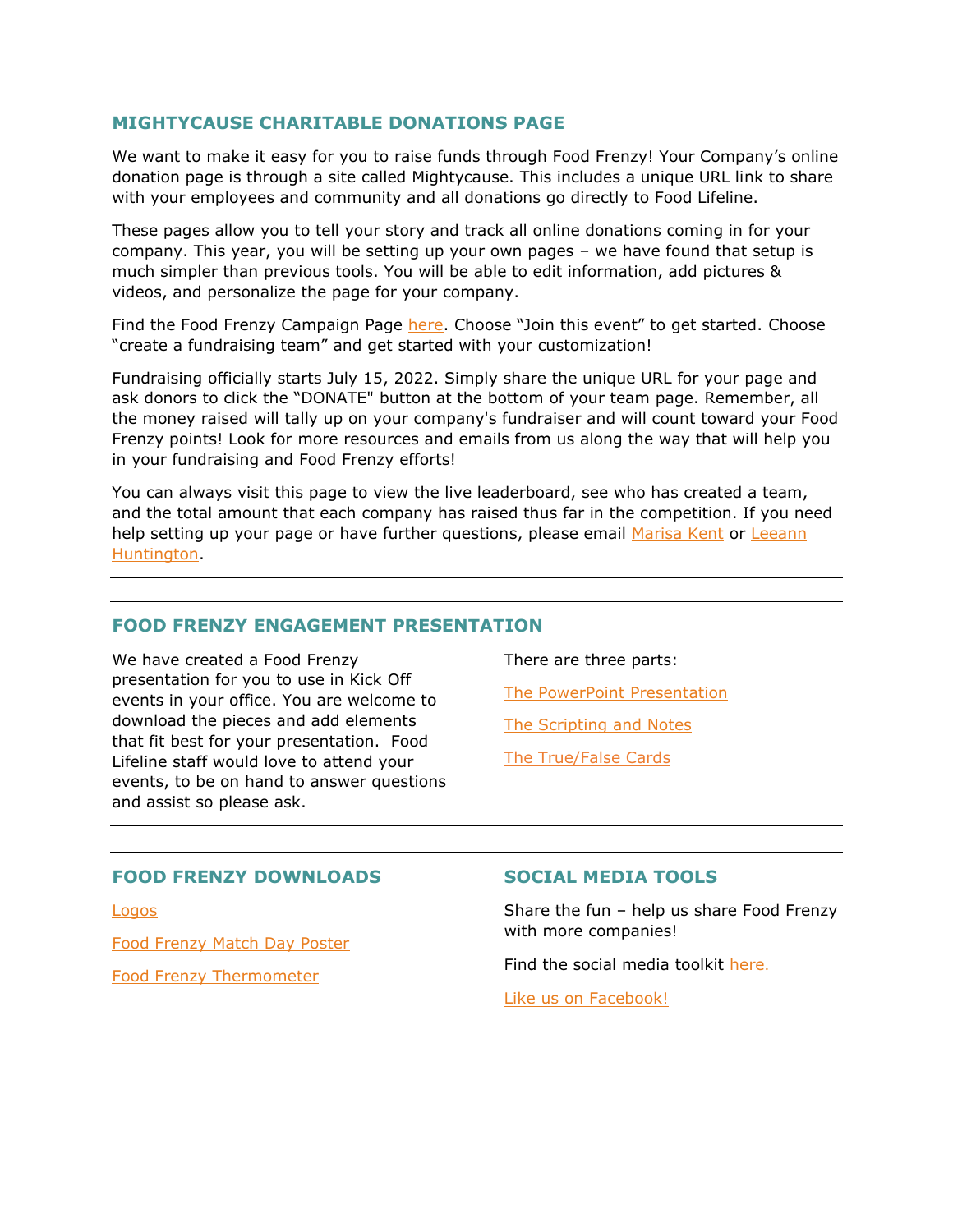## MIGHTYCAUSE CHARITABLE DONATIONS PAGE

We want to make it easy for you to raise funds through Food Frenzy! Your Company's online donation page is through a site called Mightycause. This includes a unique URL link to share with your employees and community and all donations go directly to Food Lifeline.

These pages allow you to tell your story and track all online donations coming in for your company. This year, you will be setting up your own pages – we have found that setup is much simpler than previous tools. You will be able to edit information, add pictures & videos, and personalize the page for your company.

Find the Food Frenzy Campaign Page here. Choose "Join this event" to get started. Choose "create a fundraising team" and get started with your customization!

Fundraising officially starts July 15, 2022. Simply share the unique URL for your page and ask donors to click the "DONATE" button at the bottom of your team page. Remember, all the money raised will tally up on your company's fundraiser and will count toward your Food Frenzy points! Look for more resources and emails from us along the way that will help you in your fundraising and Food Frenzy efforts!

You can always visit this page to view the live leaderboard, see who has created a team, and the total amount that each company has raised thus far in the competition. If you need help setting up your page or have further questions, please email Marisa Kent or Leeann Huntington.

---

## FOOD FRENZY ENGAGEMENT PRESENTATION

We have created a Food Frenzy presentation for you to use in Kick Off events in your office. You are welcome to download the pieces and add elements that fit best for your presentation. Food Lifeline staff would love to attend your events, to be on hand to answer questions and assist so please ask.

There are three parts:

The PowerPoint Presentation

The Scripting and Notes

The True/False Cards

---

## FOOD FRENZY DOWNLOADS

Logos

Food Frenzy Match Day Poster

Food Frenzy Thermometer

## SOCIAL MEDIA TOOLS

Share the fun – help us share Food Frenzy with more companies!

Find the social media toolkit here.

Like us on Facebook!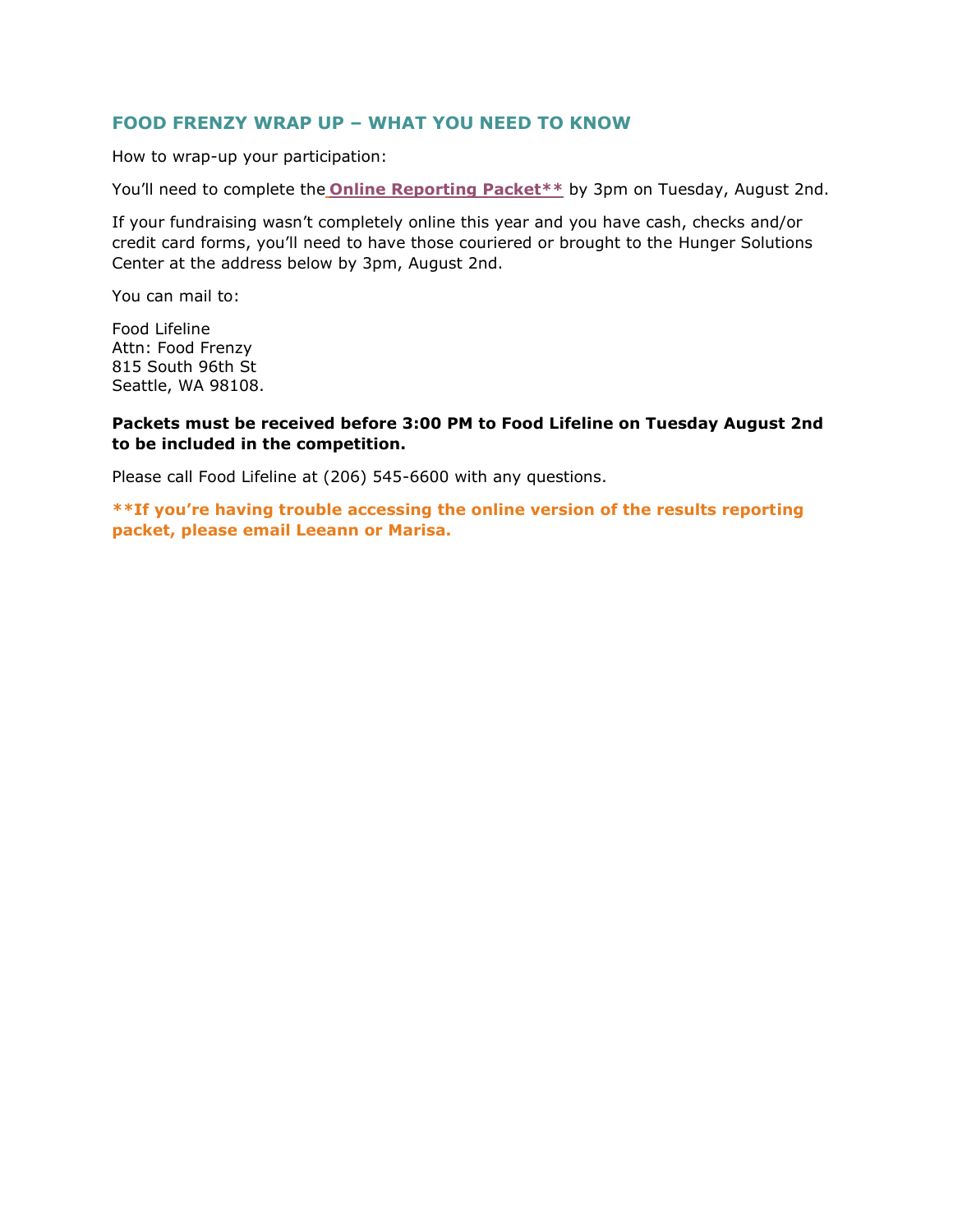## FOOD FRENZY WRAP UP – WHAT YOU NEED TO KNOW

How to wrap-up your participation:

You'll need to complete the **Online Reporting Packet**** by 3pm on Tuesday, August 2nd.

If your fundraising wasn't completely online this year and you have cash, checks and/or credit card forms, you'll need to have those couriered or brought to the Hunger Solutions Center at the address below by 3pm, August 2nd.

You can mail to:

Food Lifeline  
Attn: Food Frenzy  
815 South 96th St  
Seattle, WA 98108.

**Packets must be received before 3:00 PM to Food Lifeline on Tuesday August 2nd to be included in the competition.**

Please call Food Lifeline at (206) 545-6600 with any questions.

****If you're having trouble accessing the online version of the results reporting packet, please email Leeann or Marisa.**